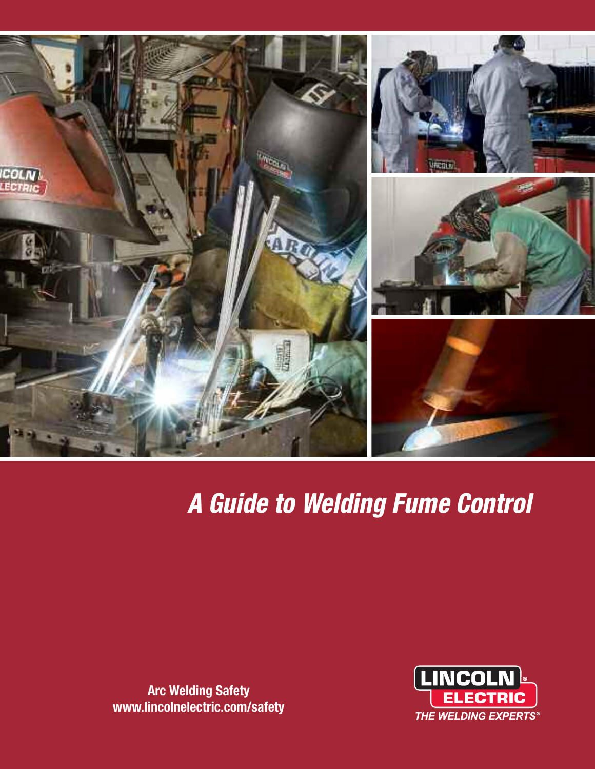# A Guide to Welding Fume Control

**Arc Welding Safety**
**www.lincolnelectric.com/safety**

LINCOLN ELECTRIC
THE WELDING EXPERTS®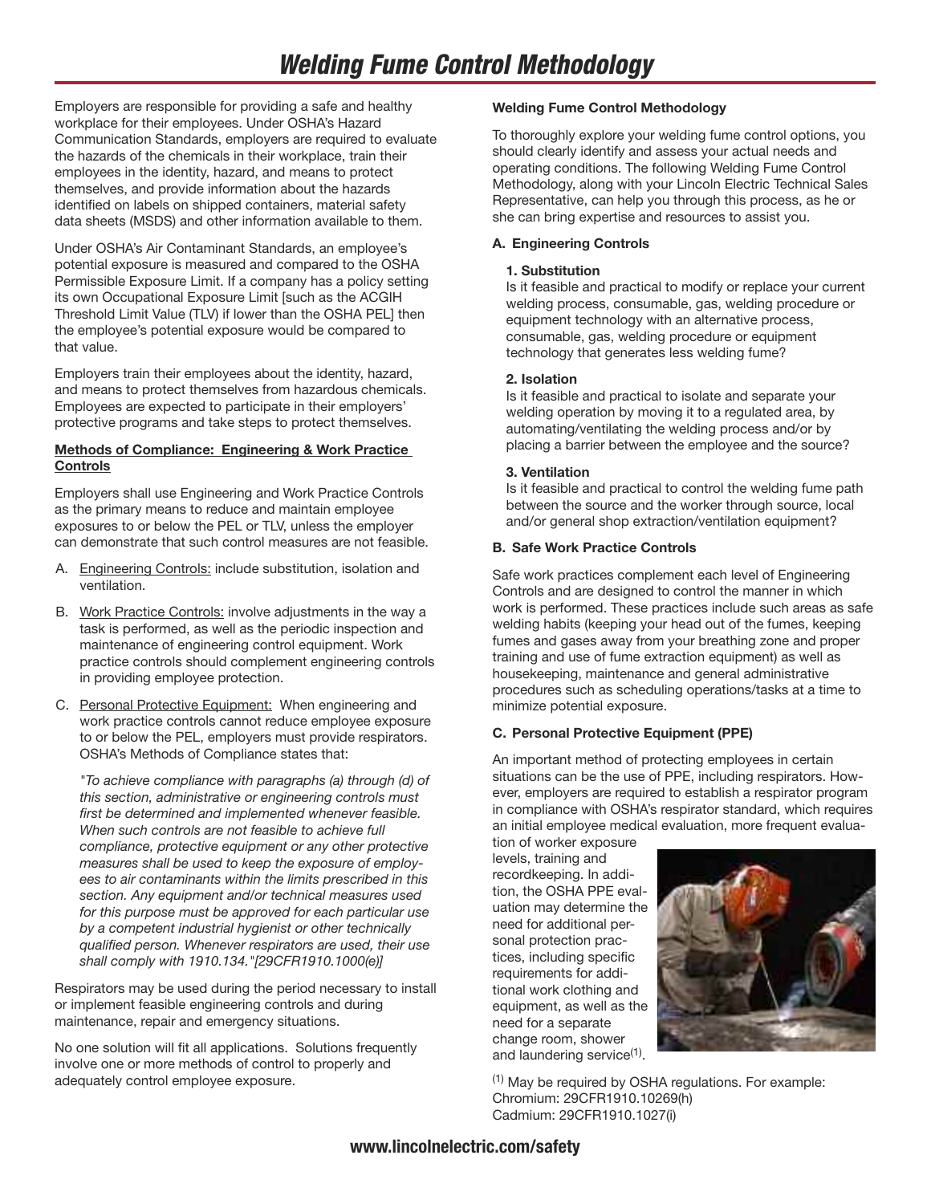# Welding Fume Control Methodology

Employers are responsible for providing a safe and healthy workplace for their employees. Under OSHA's Hazard Communication Standards, employers are required to evaluate the hazards of the chemicals in their workplace, train their employees in the identity, hazard, and means to protect themselves, and provide information about the hazards identified on labels on shipped containers, material safety data sheets (MSDS) and other information available to them.

Under OSHA's Air Contaminant Standards, an employee's potential exposure is measured and compared to the OSHA Permissible Exposure Limit. If a company has a policy setting its own Occupational Exposure Limit [such as the ACGIH Threshold Limit Value (TLV) if lower than the OSHA PEL] then the employee's potential exposure would be compared to that value.

Employers train their employees about the identity, hazard, and means to protect themselves from hazardous chemicals. Employees are expected to participate in their employers' protective programs and take steps to protect themselves.

**Methods of Compliance: Engineering & Work Practice Controls**

Employers shall use Engineering and Work Practice Controls as the primary means to reduce and maintain employee exposures to or below the PEL or TLV, unless the employer can demonstrate that such control measures are not feasible.

A. Engineering Controls: include substitution, isolation and ventilation.

B. Work Practice Controls: involve adjustments in the way a task is performed, as well as the periodic inspection and maintenance of engineering control equipment. Work practice controls should complement engineering controls in providing employee protection.

C. Personal Protective Equipment: When engineering and work practice controls cannot reduce employee exposure to or below the PEL, employers must provide respirators. OSHA's Methods of Compliance states that:

> *"To achieve compliance with paragraphs (a) through (d) of this section, administrative or engineering controls must first be determined and implemented whenever feasible. When such controls are not feasible to achieve full compliance, protective equipment or any other protective measures shall be used to keep the exposure of employees to air contaminants within the limits prescribed in this section. Any equipment and/or technical measures used for this purpose must be approved for each particular use by a competent industrial hygienist or other technically qualified person. Whenever respirators are used, their use shall comply with 1910.134."[29CFR1910.1000(e)]*

Respirators may be used during the period necessary to install or implement feasible engineering controls and during maintenance, repair and emergency situations.

No one solution will fit all applications. Solutions frequently involve one or more methods of control to properly and adequately control employee exposure.

**Welding Fume Control Methodology**

To thoroughly explore your welding fume control options, you should clearly identify and assess your actual needs and operating conditions. The following Welding Fume Control Methodology, along with your Lincoln Electric Technical Sales Representative, can help you through this process, as he or she can bring expertise and resources to assist you.

**A. Engineering Controls**

**1. Substitution**
Is it feasible and practical to modify or replace your current welding process, consumable, gas, welding procedure or equipment technology with an alternative process, consumable, gas, welding procedure or equipment technology that generates less welding fume?

**2. Isolation**
Is it feasible and practical to isolate and separate your welding operation by moving it to a regulated area, by automating/ventilating the welding process and/or by placing a barrier between the employee and the source?

**3. Ventilation**
Is it feasible and practical to control the welding fume path between the source and the worker through source, local and/or general shop extraction/ventilation equipment?

**B. Safe Work Practice Controls**

Safe work practices complement each level of Engineering Controls and are designed to control the manner in which work is performed. These practices include such areas as safe welding habits (keeping your head out of the fumes, keeping fumes and gases away from your breathing zone and proper training and use of fume extraction equipment) as well as housekeeping, maintenance and general administrative procedures such as scheduling operations/tasks at a time to minimize potential exposure.

**C. Personal Protective Equipment (PPE)**

An important method of protecting employees in certain situations can be the use of PPE, including respirators. However, employers are required to establish a respirator program in compliance with OSHA's respirator standard, which requires an initial employee medical evaluation, more frequent evaluation of worker exposure levels, training and recordkeeping. In addition, the OSHA PPE evaluation may determine the need for additional personal protection practices, including specific requirements for additional work clothing and equipment, as well as the need for a separate change room, shower and laundering service[1].

[1] May be required by OSHA regulations. For example:
Chromium: 29CFR1910.10269(h)
Cadmium: 29CFR1910.1027(i)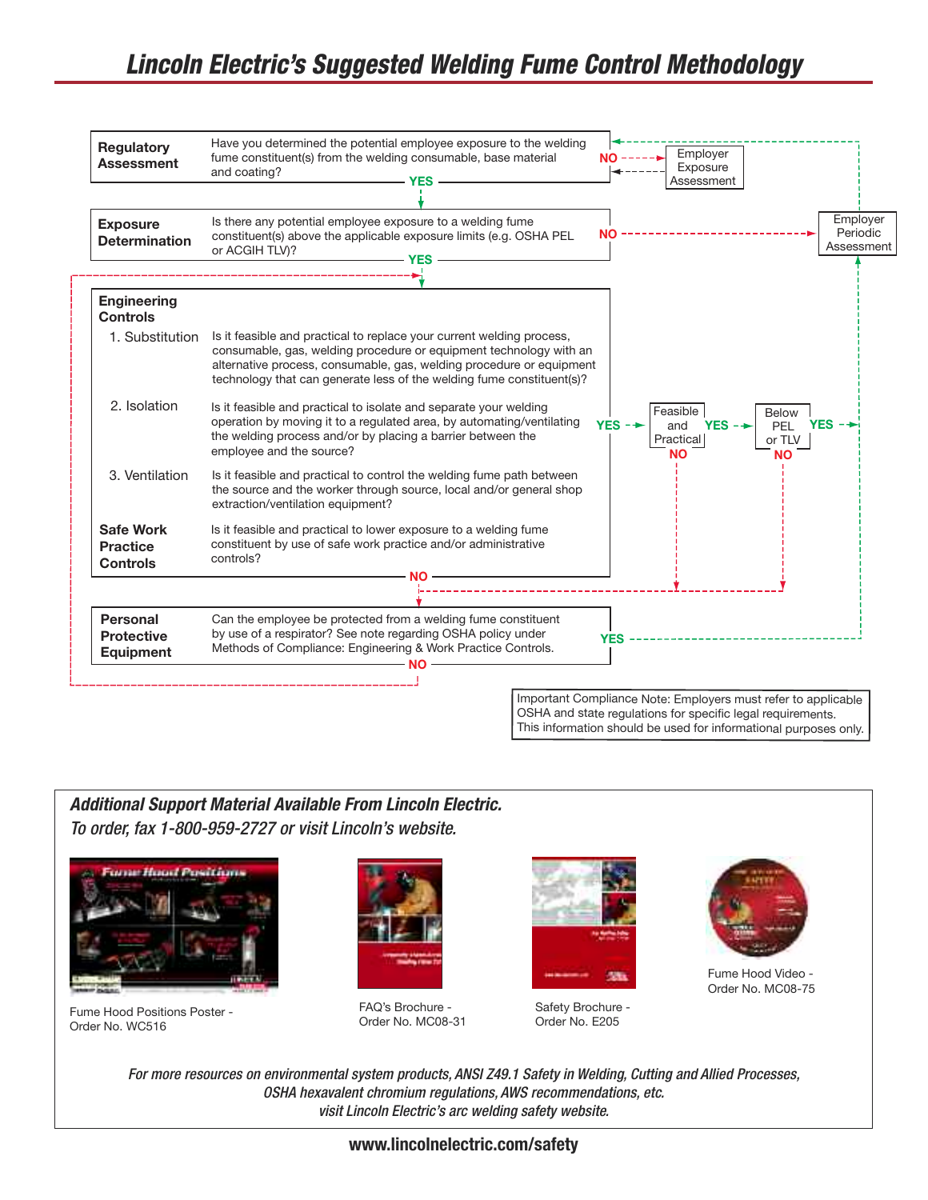# Lincoln Electric's Suggested Welding Fume Control Methodology

**Regulatory Assessment**
Have you determined the potential employee exposure to the welding fume constituent(s) from the welding consumable, base material and coating?

NO → Employer Exposure Assessment

YES

**Exposure Determination**
Is there any potential employee exposure to a welding fume constituent(s) above the applicable exposure limits (e.g. OSHA PEL or ACGIH TLV)?

NO → Employer Periodic Assessment

YES

**Engineering Controls**

1. Substitution — Is it feasible and practical to replace your current welding process, consumable, gas, welding procedure or equipment technology with an alternative process, consumable, gas, welding procedure or equipment technology that can generate less of the welding fume constituent(s)?
2. Isolation — Is it feasible and practical to isolate and separate your welding operation by moving it to a regulated area, by automating/ventilating the welding process and/or by placing a barrier between the employee and the source?
3. Ventilation — Is it feasible and practical to control the welding fume path between the source and the worker through source, local and/or general shop extraction/ventilation equipment?

**Safe Work Practice Controls**
Is it feasible and practical to lower exposure to a welding fume constituent by use of safe work practice and/or administrative controls?

YES → Feasible and Practical → YES → Below PEL or TLV → YES → Employer Periodic Assessment

Feasible and Practical: NO

Below PEL or TLV: NO

NO

**Personal Protective Equipment**
Can the employee be protected from a welding fume constituent by use of a respirator? See note regarding OSHA policy under Methods of Compliance: Engineering & Work Practice Controls.

YES → Employer Periodic Assessment

NO

Important Compliance Note: Employers must refer to applicable OSHA and state regulations for specific legal requirements. This information should be used for informational purposes only.

## *Additional Support Material Available From Lincoln Electric.*
*To order, fax 1-800-959-2727 or visit Lincoln's website.*

Fume Hood Positions Poster - Order No. WC516

FAQ's Brochure - Order No. MC08-31

Safety Brochure - Order No. E205

Fume Hood Video - Order No. MC08-75

*For more resources on environmental system products, ANSI Z49.1 Safety in Welding, Cutting and Allied Processes, OSHA hexavalent chromium regulations, AWS recommendations, etc. visit Lincoln Electric's arc welding safety website.*

**www.lincolnelectric.com/safety**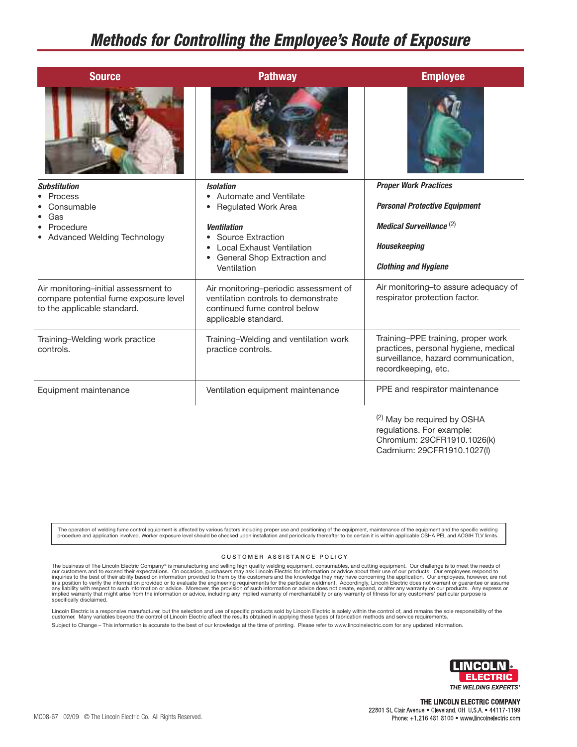# *Methods for Controlling the Employee's Route of Exposure*

| Source | Pathway | Employee |
|---|---|---|
| ***Substitution***<br>• Process<br>• Consumable<br>• Gas<br>• Procedure<br>• Advanced Welding Technology | ***Isolation***<br>• Automate and Ventilate<br>• Regulated Work Area<br><br>***Ventilation***<br>• Source Extraction<br>• Local Exhaust Ventilation<br>• General Shop Extraction and Ventilation | ***Proper Work Practices***<br><br>***Personal Protective Equipment***<br><br>***Medical Surveillance*** (2)<br><br>***Housekeeping***<br><br>***Clothing and Hygiene*** |
| Air monitoring–initial assessment to compare potential fume exposure level to the applicable standard. | Air monitoring–periodic assessment of ventilation controls to demonstrate continued fume control below applicable standard. | Air monitoring–to assure adequacy of respirator protection factor. |
| Training–Welding work practice controls. | Training–Welding and ventilation work practice controls. | Training–PPE training, proper work practices, personal hygiene, medical surveillance, hazard communication, recordkeeping, etc. |
| Equipment maintenance | Ventilation equipment maintenance | PPE and respirator maintenance |

(2) May be required by OSHA regulations. For example:
Chromium: 29CFR1910.1026(k)
Cadmium: 29CFR1910.1027(l)

The operation of welding fume control equipment is affected by various factors including proper use and positioning of the equipment, maintenance of the equipment and the specific welding procedure and application involved. Worker exposure level should be checked upon installation and periodically thereafter to be certain it is within applicable OSHA PEL and ACGIH TLV limits.

## CUSTOMER ASSISTANCE POLICY

The business of The Lincoln Electric Company® is manufacturing and selling high quality welding equipment, consumables, and cutting equipment. Our challenge is to meet the needs of our customers and to exceed their expectations. On occasion, purchasers may ask Lincoln Electric for information or advice about their use of our products. Our employees respond to inquiries to the best of their ability based on information provided to them by the customers and the knowledge they may have concerning the application. Our employees, however, are not in a position to verify the information provided or to evaluate the engineering requirements for the particular weldment. Accordingly, Lincoln Electric does not warrant or guarantee or assume any liability with respect to such information or advice. Moreover, the provision of such information or advice does not create, expand, or alter any warranty on our products. Any express or implied warranty that might arise from the information or advice, including any implied warranty of merchantability or any warranty of fitness for any customers' particular purpose is specifically disclaimed.

Lincoln Electric is a responsive manufacturer, but the selection and use of specific products sold by Lincoln Electric is solely within the control of, and remains the sole responsibility of the customer. Many variables beyond the control of Lincoln Electric affect the results obtained in applying these types of fabrication methods and service requirements.

Subject to Change – This information is accurate to the best of our knowledge at the time of printing. Please refer to www.lincolnelectric.com for any updated information.

LINCOLN ELECTRIC
THE WELDING EXPERTS®

**THE LINCOLN ELECTRIC COMPANY**
22801 St. Clair Avenue • Cleveland, OH U.S.A. • 44117-1199
Phone: +1.216.481.8100 • www.lincolnelectric.com

MC08-67 02/09 © The Lincoln Electric Co. All Rights Reserved.